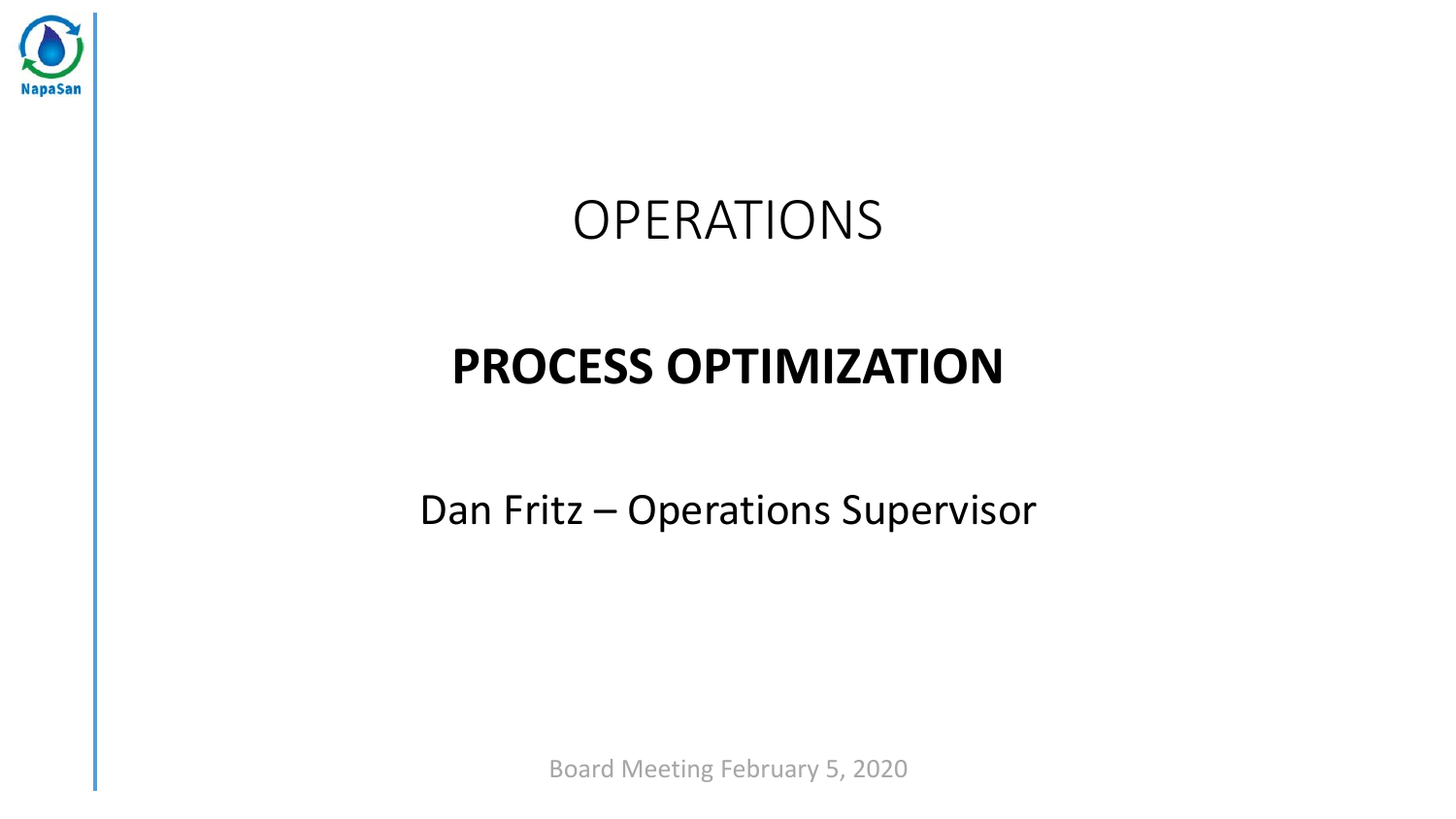# OPERATIONS

## PROCESS OPTIMIZATION

Dan Fritz – Operations Supervisor

Board Meeting February 5, 2020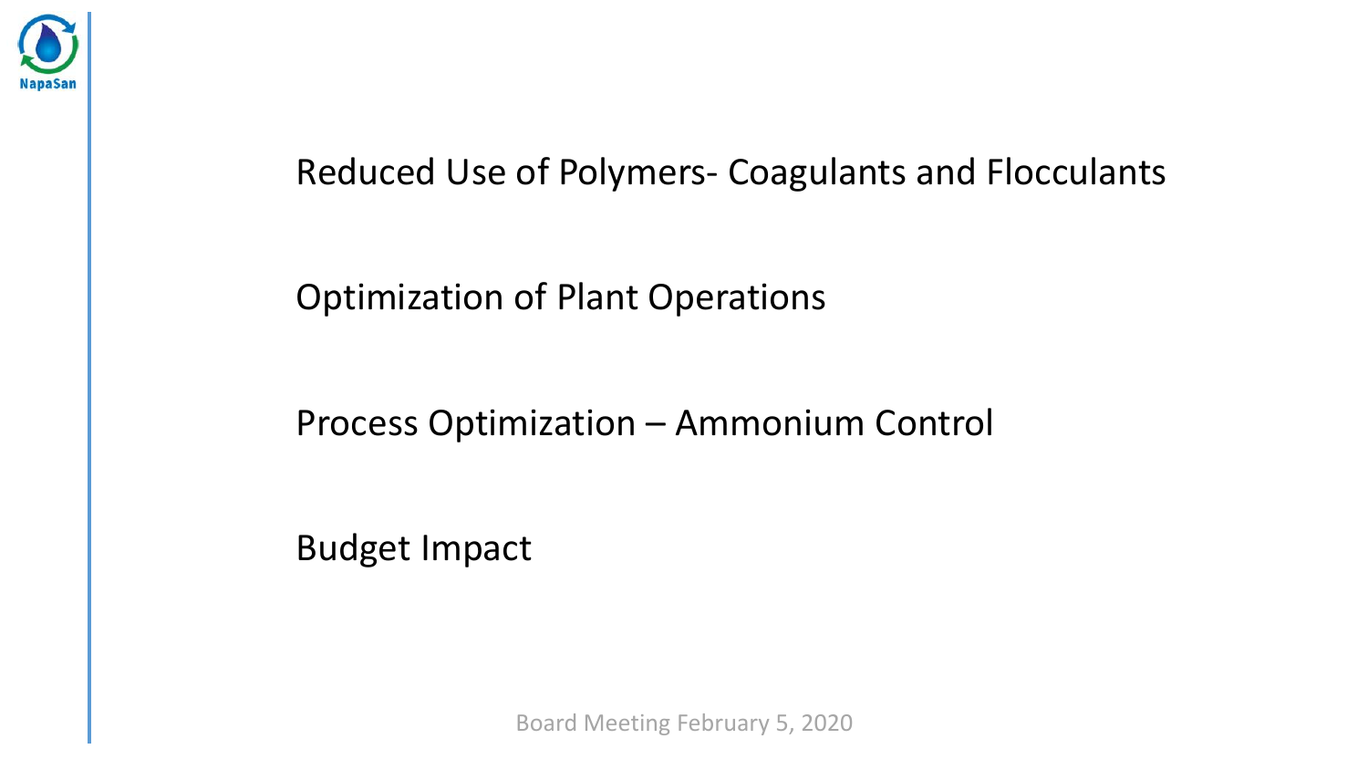Reduced Use of Polymers- Coagulants and Flocculants

Optimization of Plant Operations

Process Optimization – Ammonium Control

Budget Impact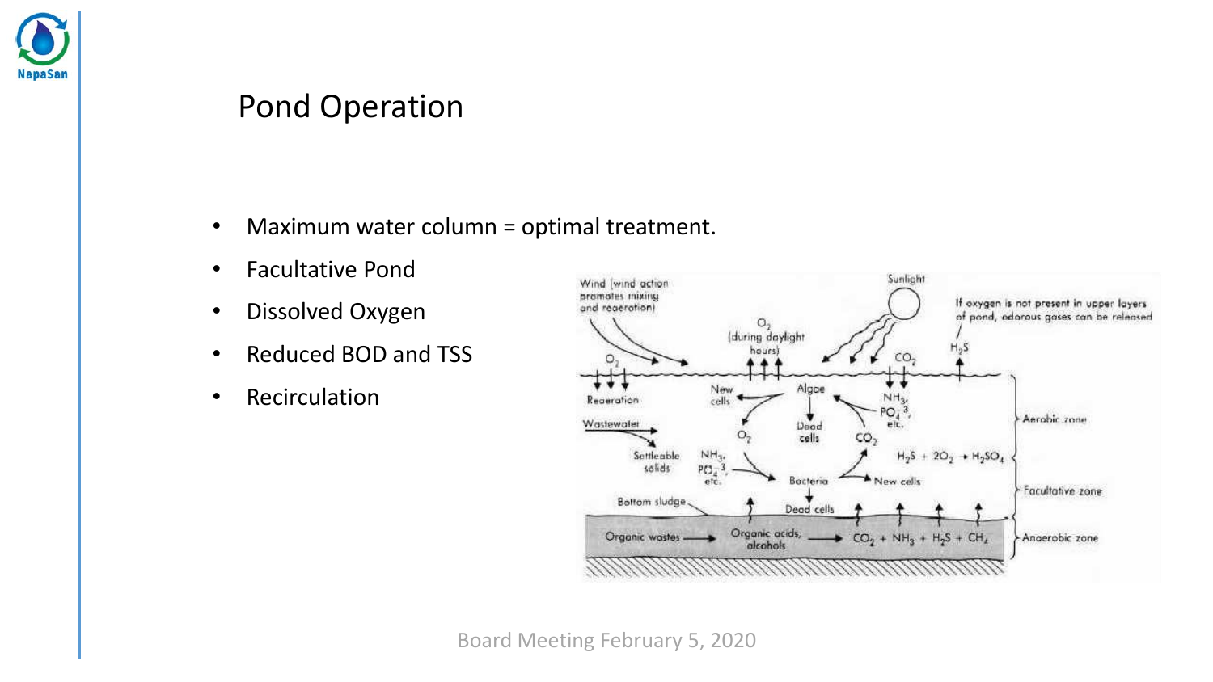# Pond Operation

- Maximum water column = optimal treatment.
- Facultative Pond
- Dissolved Oxygen
- Reduced BOD and TSS
- Recirculation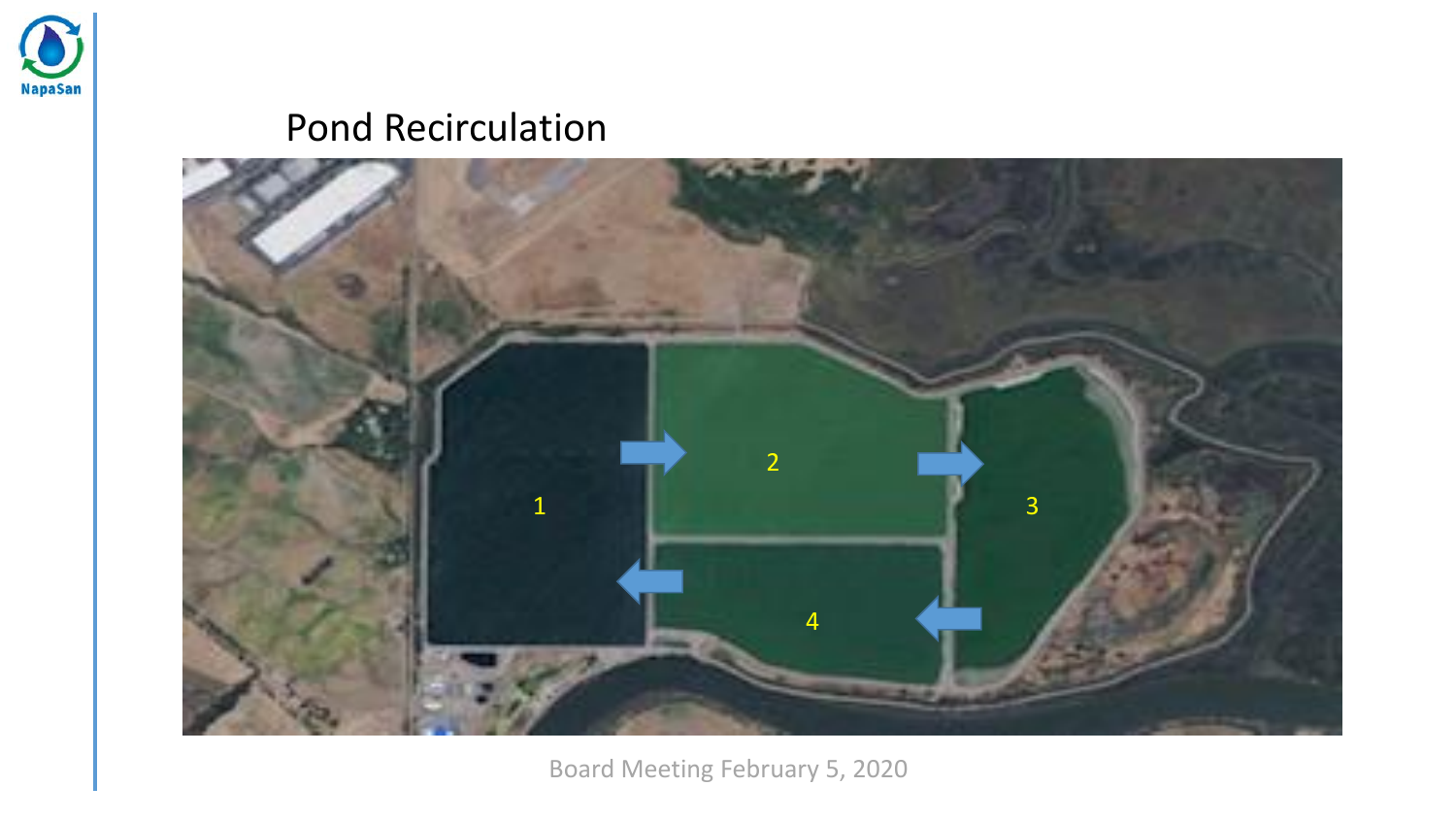## Pond Recirculation

1

2

3

4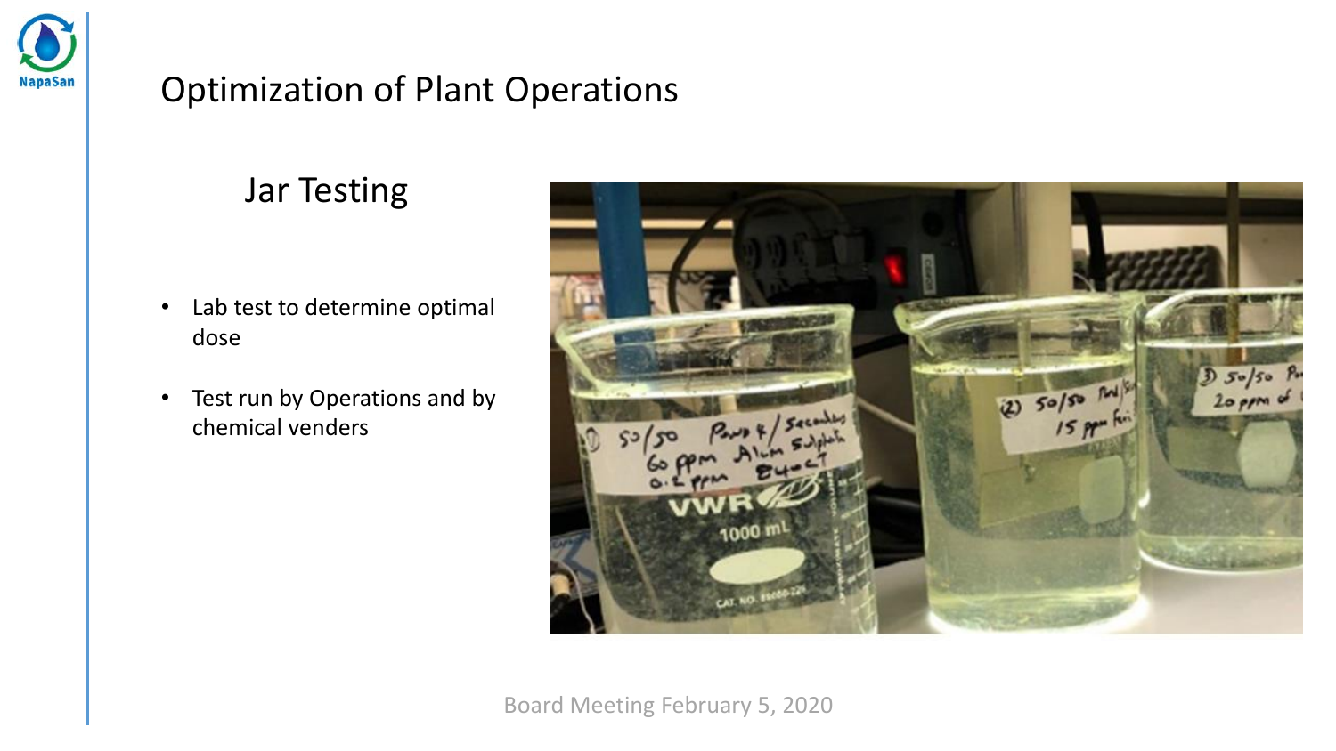# Optimization of Plant Operations

## Jar Testing

- Lab test to determine optimal dose
- Test run by Operations and by chemical venders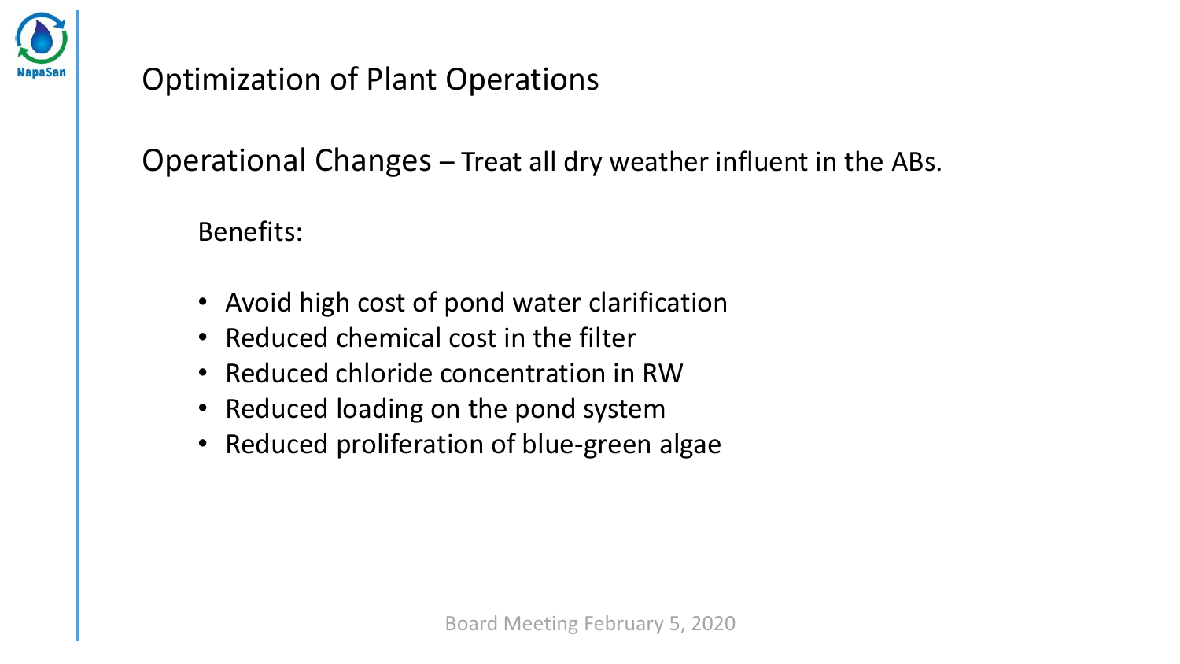# Optimization of Plant Operations

## Operational Changes – Treat all dry weather influent in the ABs.

Benefits:

- Avoid high cost of pond water clarification
- Reduced chemical cost in the filter
- Reduced chloride concentration in RW
- Reduced loading on the pond system
- Reduced proliferation of blue-green algae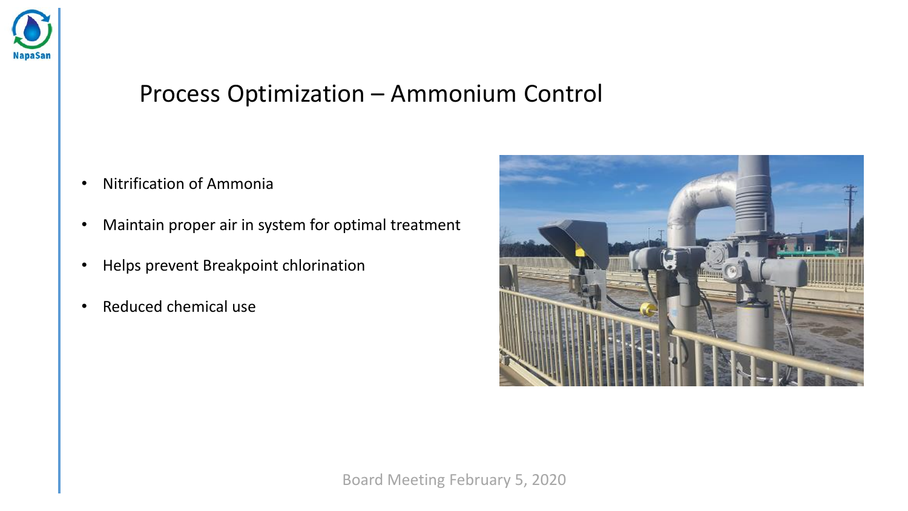# Process Optimization – Ammonium Control

- Nitrification of Ammonia
- Maintain proper air in system for optimal treatment
- Helps prevent Breakpoint chlorination
- Reduced chemical use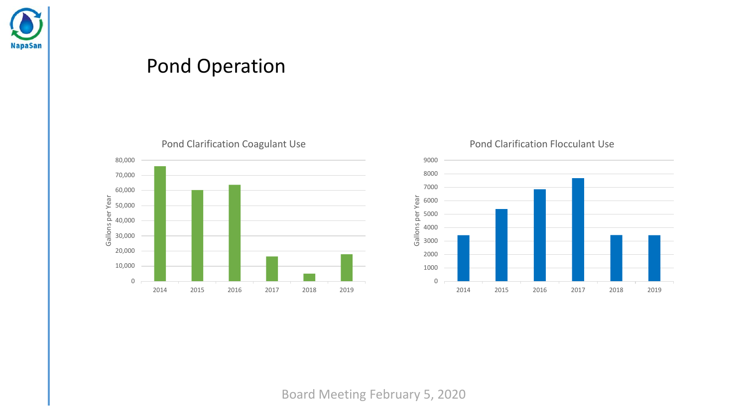# Pond Operation

Pond Clarification Coagulant Use

Pond Clarification Flocculant Use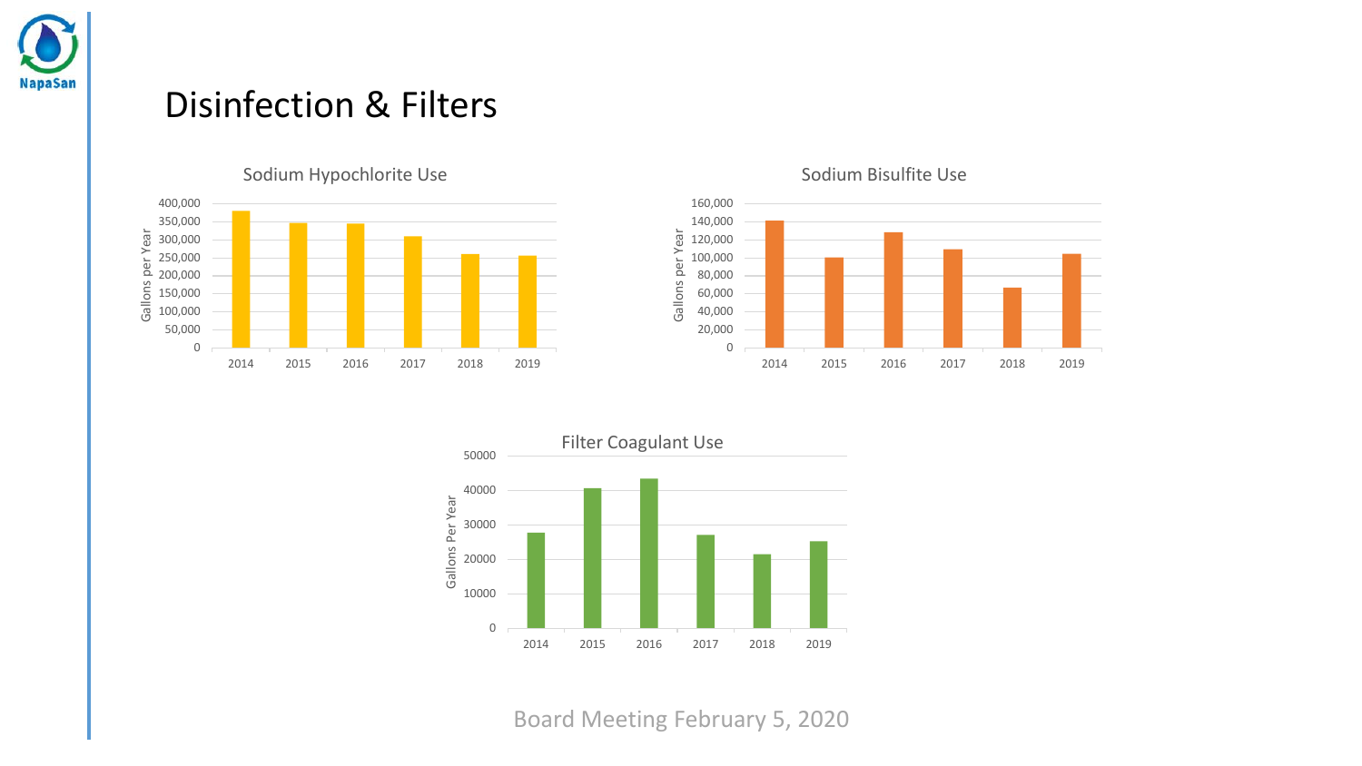# Disinfection & Filters

Sodium Hypochlorite Use

Gallons per Year

400,000
350,000
300,000
250,000
200,000
150,000
100,000
50,000
0

2014 2015 2016 2017 2018 2019

Sodium Bisulfite Use

Gallons per Year

160,000
140,000
120,000
100,000
80,000
60,000
40,000
20,000
0

2014 2015 2016 2017 2018 2019

Filter Coagulant Use

Gallons Per Year

50000
40000
30000
20000
10000
0

2014 2015 2016 2017 2018 2019

Board Meeting February 5, 2020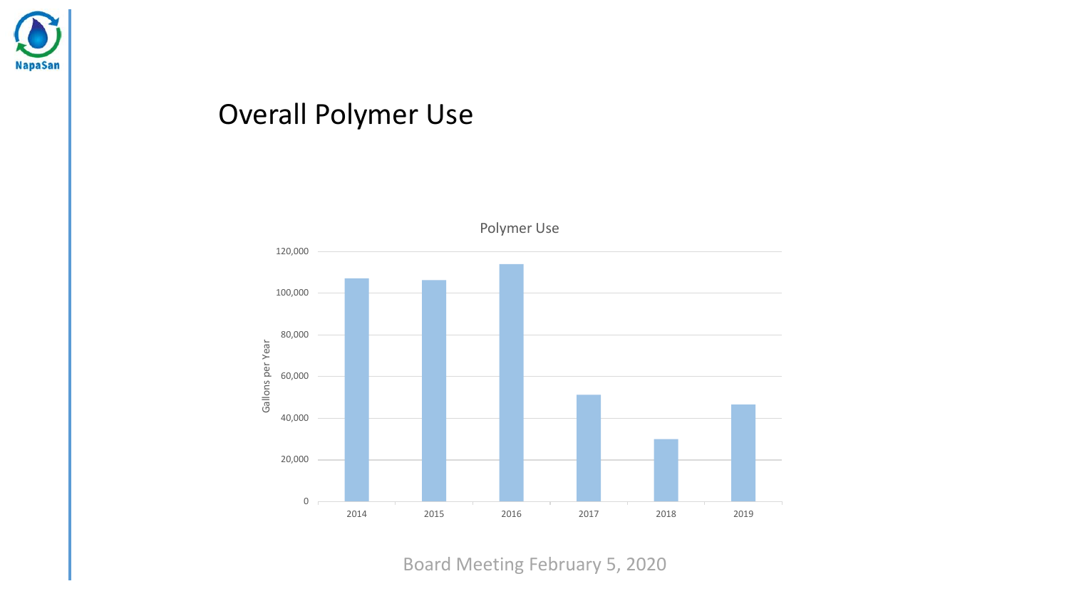# Overall Polymer Use

Polymer Use

Gallons per Year

120,000
100,000
80,000
60,000
40,000
20,000
0

2014 2015 2016 2017 2018 2019

Board Meeting February 5, 2020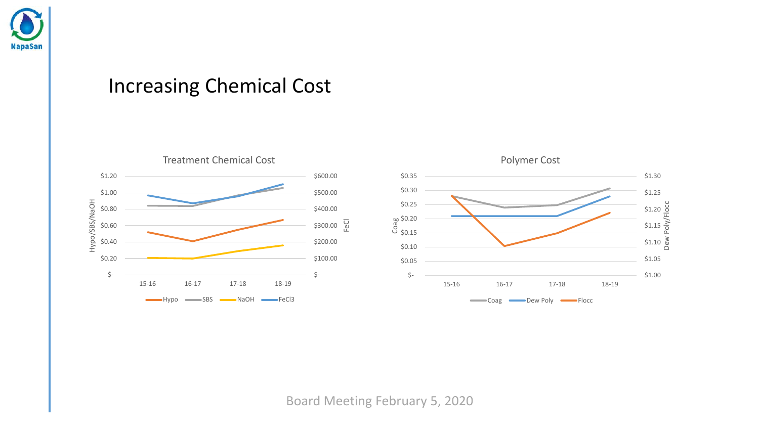# Increasing Chemical Cost

**Treatment Chemical Cost**

Hypo/SBS/NaOH: $1.20, $1.00, $0.80, $0.60, $0.40, $0.20, $-

FeCl: $600.00, $500.00, $400.00, $300.00, $200.00, $100.00, $-

15-16, 16-17, 17-18, 18-19

Hypo, SBS, NaOH, FeCl3

**Polymer Cost**

Coag: $0.35, $0.30, $0.25, $0.20, $0.15, $0.10, $0.05, $-

Dew Poly/Flocc: $1.30, $1.25, $1.20, $1.15, $1.10, $1.05, $1.00

15-16, 16-17, 17-18, 18-19

Coag, Dew Poly, Flocc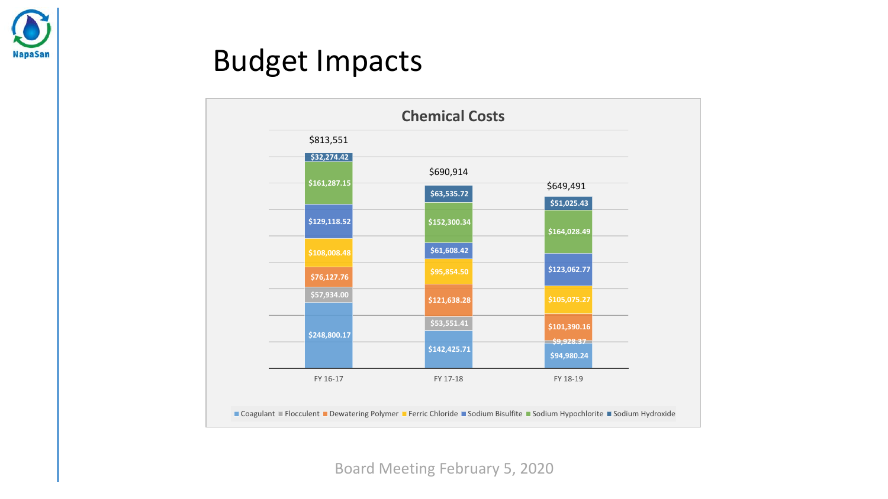# Budget Impacts

## Chemical Costs

| Chemical | FY 16-17 | FY 17-18 | FY 18-19 |
|---|---|---|---|
| Coagulant | $248,800.17 | $142,425.71 | $94,980.24 |
| Flocculent | $57,934.00 | $53,551.41 | $9,928.37 |
| Dewatering Polymer | $76,127.76 | $121,638.28 | $101,390.16 |
| Ferric Chloride | $108,008.48 | $95,854.50 | $105,075.27 |
| Sodium Bisulfite | $129,118.52 | $61,608.42 | $123,062.77 |
| Sodium Hypochlorite | $161,287.15 | $152,300.34 | $164,028.49 |
| Sodium Hydroxide | $32,274.42 | $63,535.72 | $51,025.43 |
| **Total** | $813,551 | $690,914 | $649,491 |

Board Meeting February 5, 2020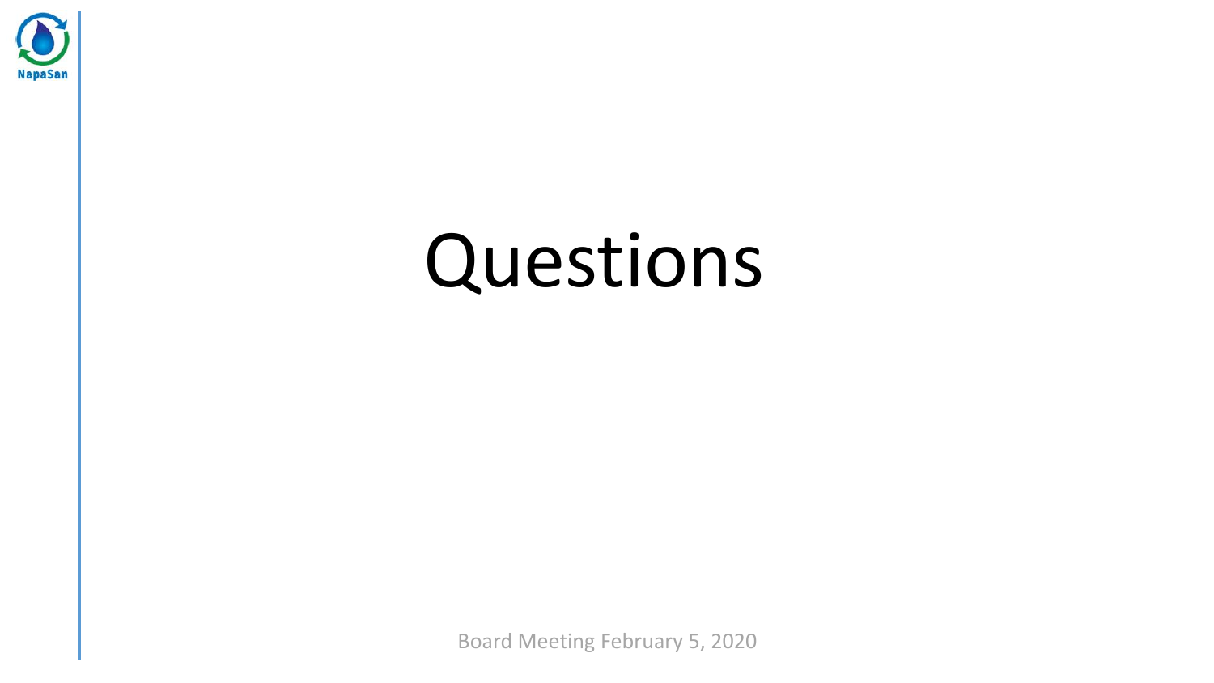# Questions